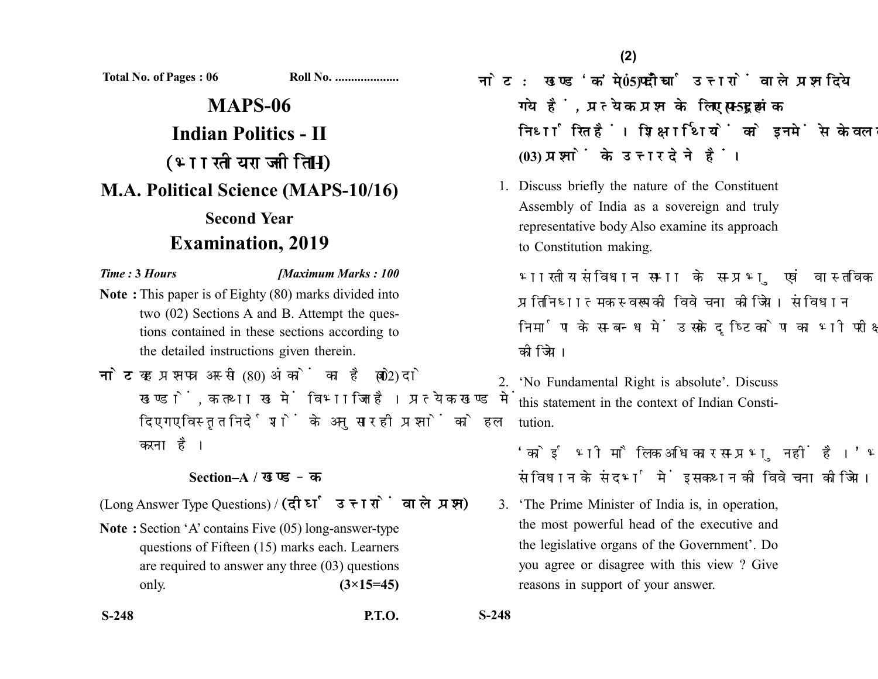Total No. of Pages : 06 Roll No. ....................

# MAPS-06

# Indian Politics - II

# (भारतीय राजनीति-II)

# M.A. Political Science (MAPS-10/16)

## Second Year

## Examination, 2019

*Time :* **3 Hours** *[Maximum Marks : 100*

**Note :** This paper is of Eighty (80) marks divided into two (02) Sections A and B. Attempt the questions contained in these sections according to the detailed instructions given therein.

**नोट :** यह प्रश्नपत्र अस्सी (80) अंकों का है जो दो (02) खण्डों, क तथा ख में विभाजित है। प्रत्येक खण्ड में दिए गए विस्तृत निर्देशों के अनुसार ही प्रश्नों को हल करना है।

### Section–A / खण्ड–क

(Long Answer Type Questions) / **(दीर्घ उत्तरों वाले प्रश्न)**

**Note :** Section 'A' contains Five (05) long-answer-type questions of Fifteen (15) marks each. Learners are required to answer any three (03) questions only. **(3×15=45)**

**नोट :** खण्ड 'क' में पाँच (05) दीर्घ उत्तरों वाले प्रश्न दिये गये हैं, प्रत्येक प्रश्न के लिए पन्द्रह (15) अंक निर्धारित हैं। शिक्षार्थियों को इनमें से केवल तीन (03) प्रश्नों के उत्तर देने हैं।

1. Discuss briefly the nature of the Constituent Assembly of India as a sovereign and truly representative body Also examine its approach to Constitution making.

   भारतीय संविधान सभा के सम्प्रभु एवं वास्तविक प्रतिनिधात्मक स्वरूप की विवेचना कीजिए। संविधान निर्माण के सम्बन्ध में उसके दृष्टिकोण का भी परीक्षण कीजिए।

2. 'No Fundamental Right is absolute'. Discuss this statement in the context of Indian Constitution.

   'कोई भी मौलिक अधिकार सम्प्रभु नहीं है।' भारतीय संविधान के संदर्भ में इस कथन की विवेचना कीजिए।

3. 'The Prime Minister of India is, in operation, the most powerful head of the executive and the legislative organs of the Government'. Do you agree or disagree with this view ? Give reasons in support of your answer.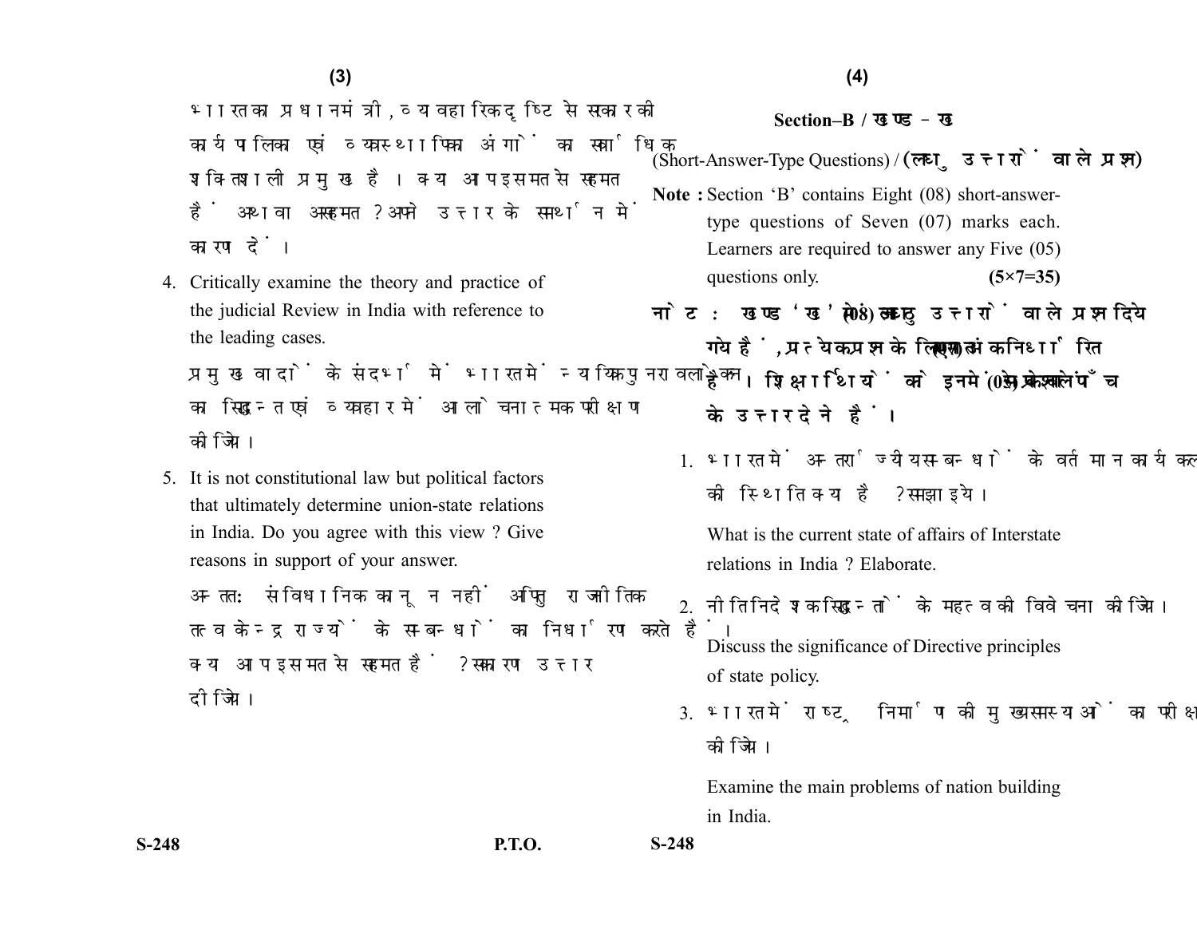भारत का प्रधानमंत्री, व्यवहारिक दृष्टि से सरकार की कार्यपालिका एवं व्यवस्थापिका अंगों का सर्वाधिक शक्तिशाली प्रमुख है। क्या आप इस मत से सहमत हैं अथवा असहमत? अपने उत्तर के समर्थन में कारण दें।

4. Critically examine the theory and practice of the judicial Review in India with reference to the leading cases.

   प्रमुख वादों के संदर्भ में भारत में न्यायिक पुनरावलोकन का सिद्धान्त एवं व्यवहार में आलोचनात्मक परीक्षण कीजिये।

5. It is not constitutional law but political factors that ultimately determine union-state relations in India. Do you agree with this view? Give reasons in support of your answer.

   अन्ततः संविधानिक कानून नहीं अपितु राजनीतिक तत्व केन्द्र राज्यों के सम्बन्धों का निर्धारण करते हैं। क्या आप इस मत से सहमत हैं? सकारण उत्तर दीजिये।

## Section–B / खण्ड–ख

(Short-Answer-Type Questions) / **(लघु उत्तरों वाले प्रश्न)**

**Note :** Section 'B' contains Eight (08) short-answer-type questions of Seven (07) marks each. Learners are required to answer any Five (05) questions only. **(5×7=35)**

**नोट :** खण्ड 'ख' में आठ (08) लघु उत्तरों वाले प्रश्न दिये गये हैं, प्रत्येक प्रश्न के लिए सात (07) अंक निर्धारित हैं। शिक्षार्थियों को इनमें से केवल पाँच (05) प्रश्नों के उत्तर देने हैं।

1. भारत में अन्तर्राज्यीय सम्बन्धों के वर्तमान कार्यकलापों की स्थिति क्या है? समझाइये।

   What is the current state of affairs of Interstate relations in India? Elaborate.

2. नीति निदेशक सिद्धान्तों के महत्व की विवेचना कीजिये।

   Discuss the significance of Directive principles of state policy.

3. भारत में राष्ट्र निर्माण की मुख्य समस्याओं का परीक्षण कीजिये।

   Examine the main problems of nation building in India.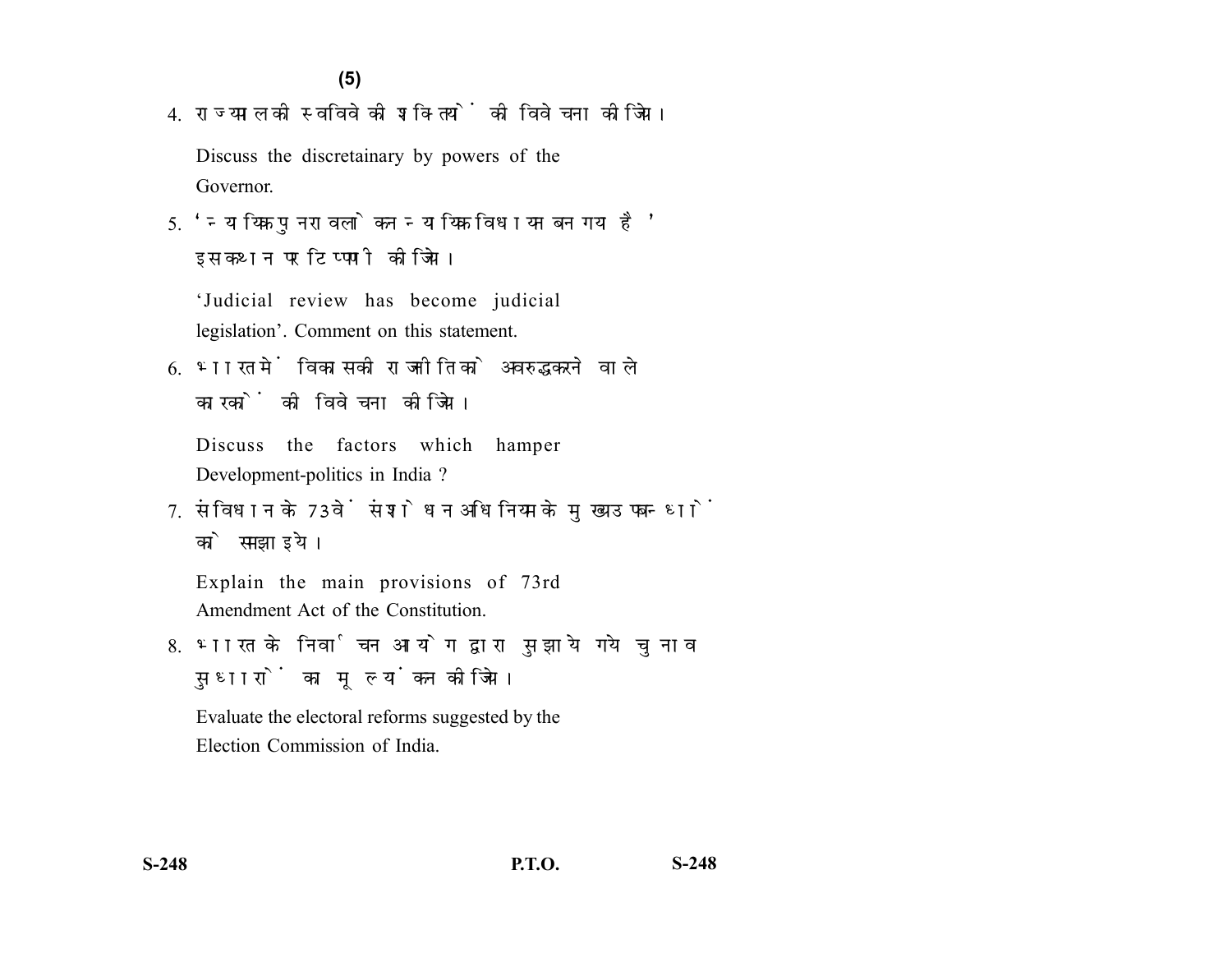4. राज्यपाल की स्वविवेकी शक्तियों की विवेचना कीजिये।

   Discuss the discretainary by powers of the Governor.

5. 'न्यायिक पुनरावलोकन न्यायिक विधायन बन गया है' इस कथन पर टिप्पणी कीजिये।

   'Judicial review has become judicial legislation'. Comment on this statement.

6. भारत में विकास की राजनीति को अवरुद्ध करने वाले कारकों की विवेचना कीजिये।

   Discuss the factors which hamper Development-politics in India ?

7. संविधान के 73वें संशोधन अधिनियम के मुख्य उपबन्धों को समझाइये।

   Explain the main provisions of 73rd Amendment Act of the Constitution.

8. भारत के निर्वाचन आयोग द्वारा सुझाये गये चुनाव सुधारों का मूल्यांकन कीजिये।

   Evaluate the electoral reforms suggested by the Election Commission of India.

P.T.O.